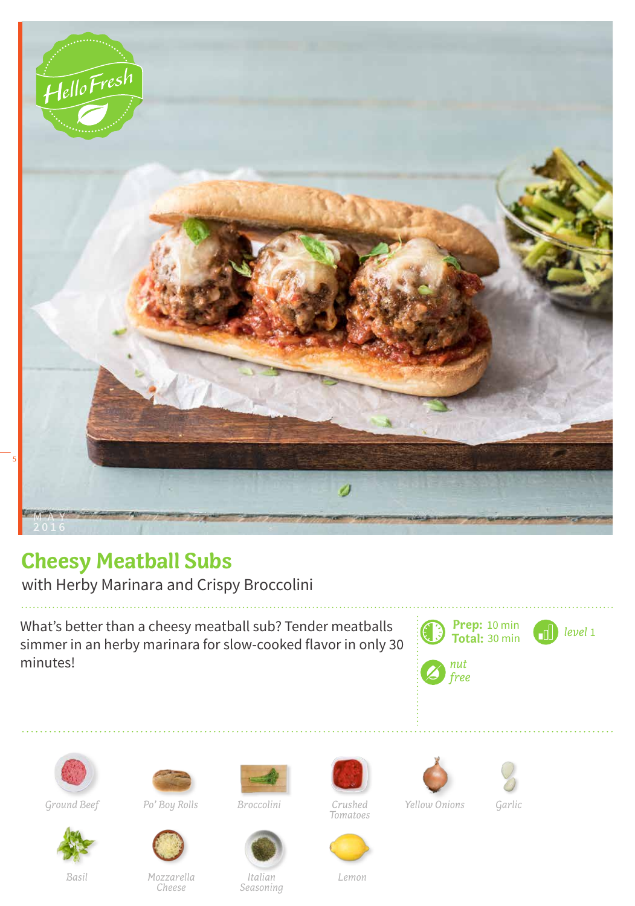# Cheesy Meatball Subs

with Herby Marinara and Crispy Broccolini

What's better than a cheesy meatball sub? Tender meatballs simmer in an herby marinara for slow-cooked flavor in only 30 minutes!

**Prep:** 10 min
**Total:** 30 min

*level* 1

*nut free*

- Ground Beef
- Po' Boy Rolls
- Broccolini
- Crushed Tomatoes
- Yellow Onions
- Garlic
- Basil
- Mozzarella Cheese
- Italian Seasoning
- Lemon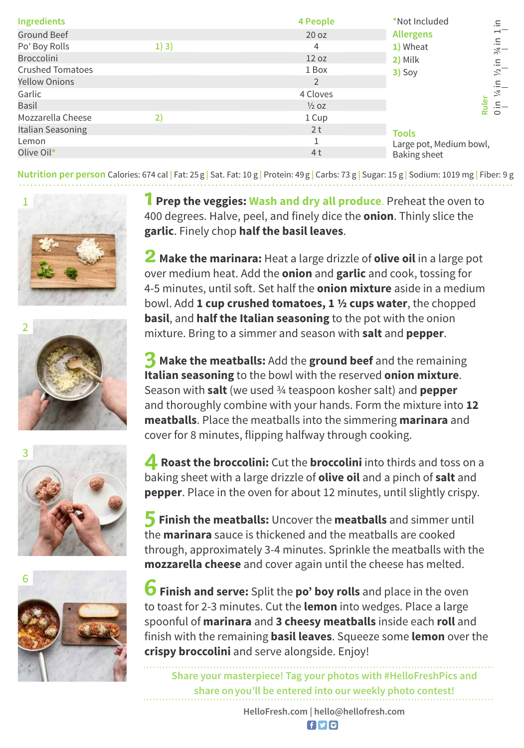| Ingredients | | 4 People |
|---|---|---|
| Ground Beef | | 20 oz |
| Po' Boy Rolls | 1) 3) | 4 |
| Broccolini | | 12 oz |
| Crushed Tomatoes | | 1 Box |
| Yellow Onions | | 2 |
| Garlic | | 4 Cloves |
| Basil | | ½ oz |
| Mozzarella Cheese | 2) | 1 Cup |
| Italian Seasoning | | 2 t |
| Lemon | | 1 |
| Olive Oil* | | 4 t |

*Not Included

**Allergens**

1) Wheat
2) Milk
3) Soy

Ruler: 0 in | ¼ in | ½ in | ¾ in | 1 in

**Tools**

Large pot, Medium bowl, Baking sheet

**Nutrition per person** Calories: 674 cal | Fat: 25 g | Sat. Fat: 10 g | Protein: 49 g | Carbs: 73 g | Sugar: 15 g | Sodium: 1019 mg | Fiber: 9 g

**1 Prep the veggies: Wash and dry all produce.** Preheat the oven to 400 degrees. Halve, peel, and finely dice the **onion**. Thinly slice the **garlic**. Finely chop **half the basil leaves**.

**2 Make the marinara:** Heat a large drizzle of **olive oil** in a large pot over medium heat. Add the **onion** and **garlic** and cook, tossing for 4-5 minutes, until soft. Set half the **onion mixture** aside in a medium bowl. Add **1 cup crushed tomatoes, 1 ½ cups water**, the chopped **basil**, and **half the Italian seasoning** to the pot with the onion mixture. Bring to a simmer and season with **salt** and **pepper**.

**3 Make the meatballs:** Add the **ground beef** and the remaining **Italian seasoning** to the bowl with the reserved **onion mixture**. Season with **salt** (we used ¾ teaspoon kosher salt) and **pepper** and thoroughly combine with your hands. Form the mixture into **12 meatballs**. Place the meatballs into the simmering **marinara** and cover for 8 minutes, flipping halfway through cooking.

**4 Roast the broccolini:** Cut the **broccolini** into thirds and toss on a baking sheet with a large drizzle of **olive oil** and a pinch of **salt** and **pepper**. Place in the oven for about 12 minutes, until slightly crispy.

**5 Finish the meatballs:** Uncover the **meatballs** and simmer until the **marinara** sauce is thickened and the meatballs are cooked through, approximately 3-4 minutes. Sprinkle the meatballs with the **mozzarella cheese** and cover again until the cheese has melted.

**6 Finish and serve:** Split the **po' boy rolls** and place in the oven to toast for 2-3 minutes. Cut the **lemon** into wedges. Place a large spoonful of **marinara** and **3 cheesy meatballs** inside each **roll** and finish with the remaining **basil leaves**. Squeeze some **lemon** over the **crispy broccolini** and serve alongside. Enjoy!

Share your masterpiece! Tag your photos with #HelloFreshPics and share on you'll be entered into our weekly photo contest!

HelloFresh.com | hello@hellofresh.com